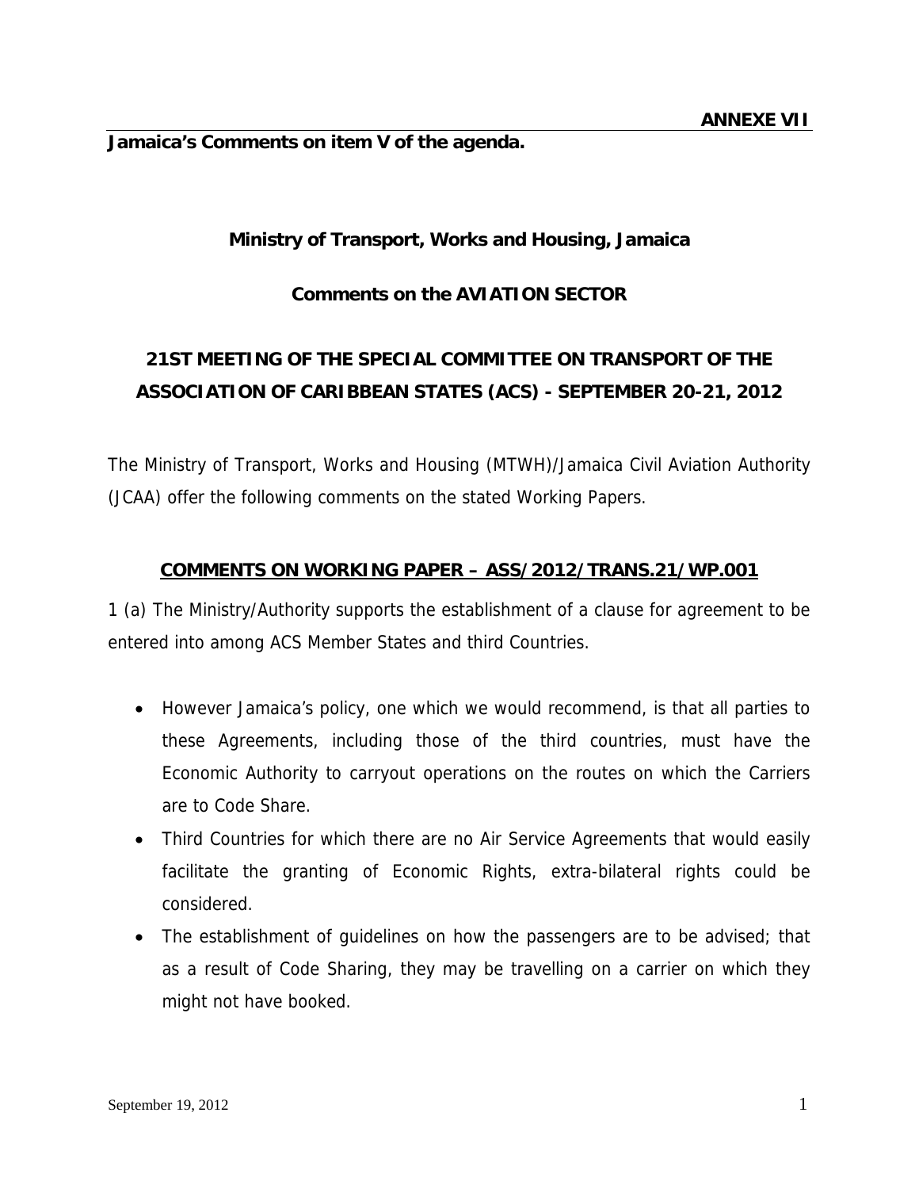**ANNEXE VII**

**Jamaica's Comments on item V of the agenda.**

**Ministry of Transport, Works and Housing, Jamaica**

**Comments on the AVIATION SECTOR**

## 21ST MEETING OF THE SPECIAL COMMITTEE ON TRANSPORT OF THE ASSOCIATION OF CARIBBEAN STATES (ACS) - SEPTEMBER 20-21, 2012

The Ministry of Transport, Works and Housing (MTWH)/Jamaica Civil Aviation Authority (JCAA) offer the following comments on the stated Working Papers.

### COMMENTS ON WORKING PAPER – ASS/2012/TRANS.21/WP.001

1 (a) The Ministry/Authority supports the establishment of a clause for agreement to be entered into among ACS Member States and third Countries.

- However Jamaica's policy, one which we would recommend, is that all parties to these Agreements, including those of the third countries, must have the Economic Authority to carryout operations on the routes on which the Carriers are to Code Share.
- Third Countries for which there are no Air Service Agreements that would easily facilitate the granting of Economic Rights, extra-bilateral rights could be considered.
- The establishment of guidelines on how the passengers are to be advised; that as a result of Code Sharing, they may be travelling on a carrier on which they might not have booked.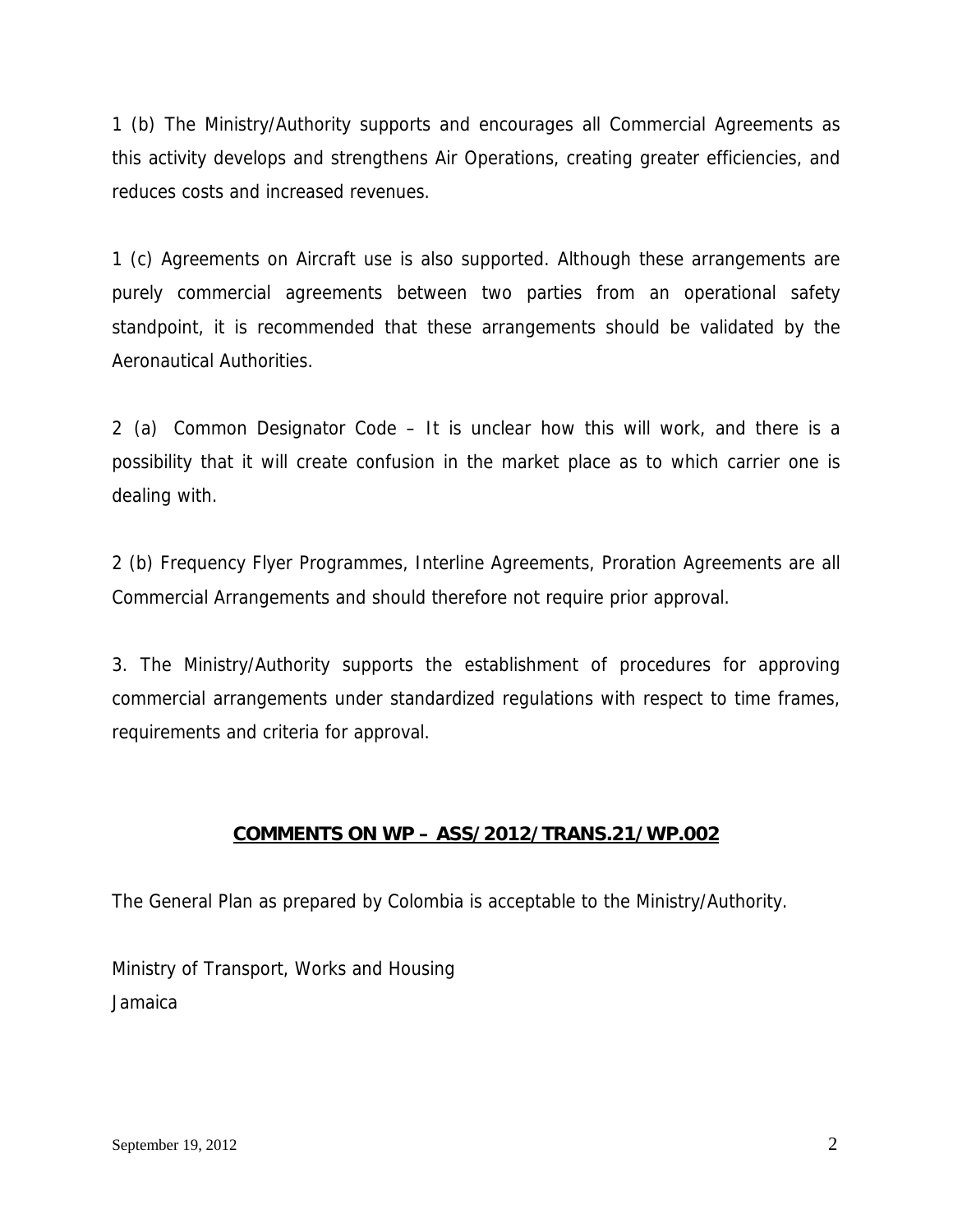1 (b) The Ministry/Authority supports and encourages all Commercial Agreements as this activity develops and strengthens Air Operations, creating greater efficiencies, and reduces costs and increased revenues.

1 (c) Agreements on Aircraft use is also supported. Although these arrangements are purely commercial agreements between two parties from an operational safety standpoint, it is recommended that these arrangements should be validated by the Aeronautical Authorities.

2 (a) Common Designator Code – It is unclear how this will work, and there is a possibility that it will create confusion in the market place as to which carrier one is dealing with.

2 (b) Frequency Flyer Programmes, Interline Agreements, Proration Agreements are all Commercial Arrangements and should therefore not require prior approval.

3. The Ministry/Authority supports the establishment of procedures for approving commercial arrangements under standardized regulations with respect to time frames, requirements and criteria for approval.

## **COMMENTS ON WP – ASS/2012/TRANS.21/WP.002**

The General Plan as prepared by Colombia is acceptable to the Ministry/Authority.

Ministry of Transport, Works and Housing
Jamaica